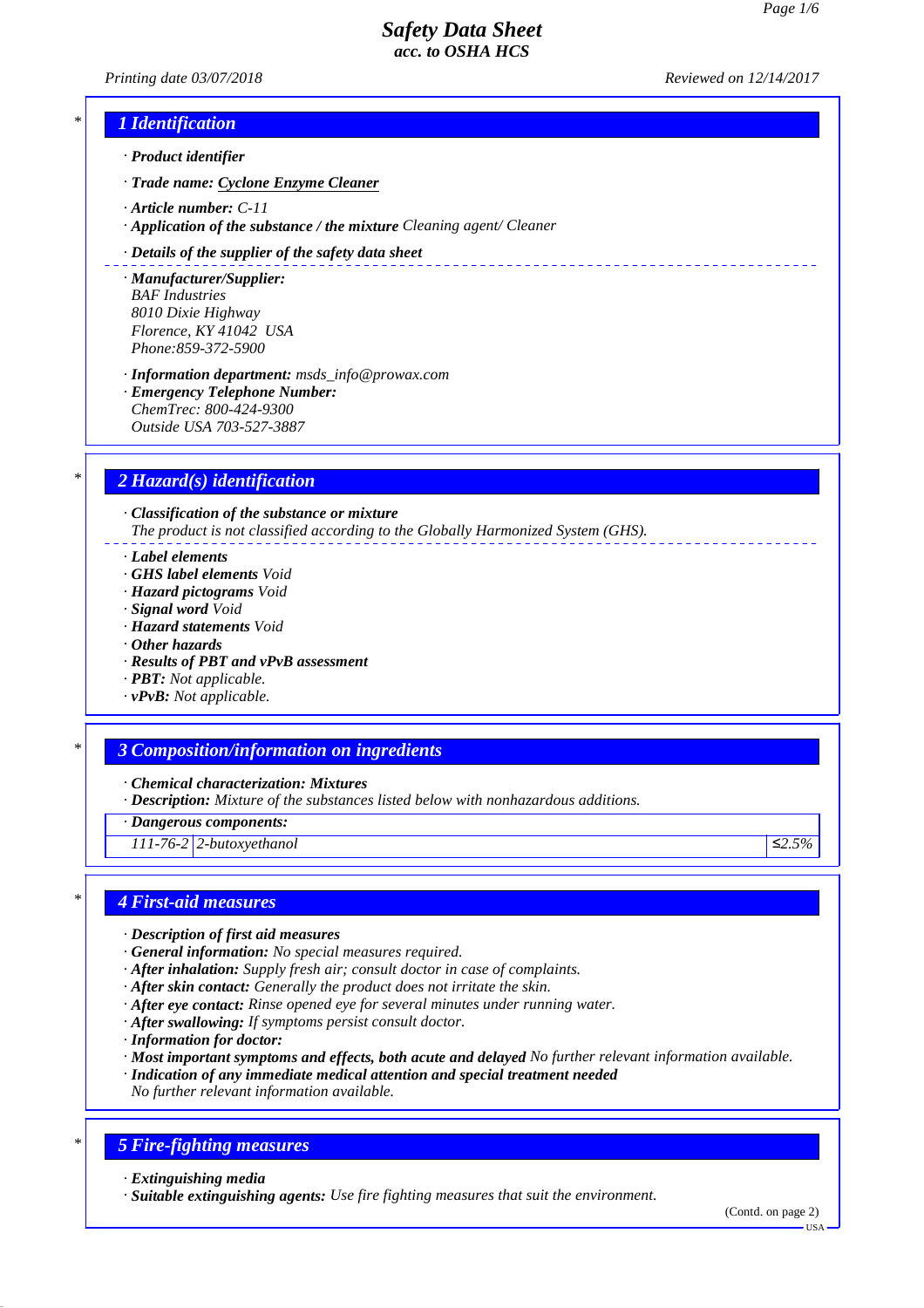# Safety Data Sheet
## acc. to OSHA HCS

*Printing date 03/07/2018* *Reviewed on 12/14/2017*

## 1 Identification

- **Product identifier**
- **Trade name:** Cyclone Enzyme Cleaner
- **Article number:** C-11
- **Application of the substance / the mixture** Cleaning agent/ Cleaner
- **Details of the supplier of the safety data sheet**
- **Manufacturer/Supplier:**
  BAF Industries
  8010 Dixie Highway
  Florence, KY 41042 USA
  Phone:859-372-5900
- **Information department:** msds_info@prowax.com
- **Emergency Telephone Number:**
  ChemTrec: 800-424-9300
  Outside USA 703-527-3887

## 2 Hazard(s) identification

- **Classification of the substance or mixture**
  The product is not classified according to the Globally Harmonized System (GHS).
- **Label elements**
- **GHS label elements** Void
- **Hazard pictograms** Void
- **Signal word** Void
- **Hazard statements** Void
- **Other hazards**
- **Results of PBT and vPvB assessment**
- **PBT:** Not applicable.
- **vPvB:** Not applicable.

## 3 Composition/information on ingredients

- **Chemical characterization: Mixtures**
- **Description:** Mixture of the substances listed below with nonhazardous additions.

| · Dangerous components: | | |
|---|---|---|
| 111-76-2 | 2-butoxyethanol | ≤2.5% |

## 4 First-aid measures

- **Description of first aid measures**
- **General information:** No special measures required.
- **After inhalation:** Supply fresh air; consult doctor in case of complaints.
- **After skin contact:** Generally the product does not irritate the skin.
- **After eye contact:** Rinse opened eye for several minutes under running water.
- **After swallowing:** If symptoms persist consult doctor.
- **Information for doctor:**
- **Most important symptoms and effects, both acute and delayed** No further relevant information available.
- **Indication of any immediate medical attention and special treatment needed**
  No further relevant information available.

## 5 Fire-fighting measures

- **Extinguishing media**
- **Suitable extinguishing agents:** Use fire fighting measures that suit the environment.

(Contd. on page 2)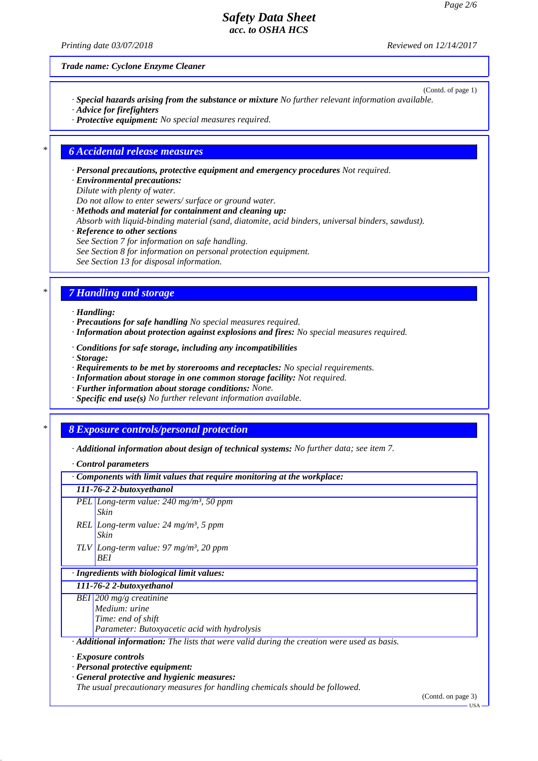*Trade name: Cyclone Enzyme Cleaner*

(Contd. of page 1)

· ***Special hazards arising from the substance or mixture*** *No further relevant information available.*
· ***Advice for firefighters***
· ***Protective equipment:*** *No special measures required.*

## 6 Accidental release measures

· ***Personal precautions, protective equipment and emergency procedures*** *Not required.*
· ***Environmental precautions:***
*Dilute with plenty of water.*
*Do not allow to enter sewers/ surface or ground water.*
· ***Methods and material for containment and cleaning up:***
*Absorb with liquid-binding material (sand, diatomite, acid binders, universal binders, sawdust).*
· ***Reference to other sections***
*See Section 7 for information on safe handling.*
*See Section 8 for information on personal protection equipment.*
*See Section 13 for disposal information.*

## 7 Handling and storage

· ***Handling:***
· ***Precautions for safe handling*** *No special measures required.*
· ***Information about protection against explosions and fires:*** *No special measures required.*

· ***Conditions for safe storage, including any incompatibilities***
· ***Storage:***
· ***Requirements to be met by storerooms and receptacles:*** *No special requirements.*
· ***Information about storage in one common storage facility:*** *Not required.*
· ***Further information about storage conditions:*** *None.*
· ***Specific end use(s)*** *No further relevant information available.*

## 8 Exposure controls/personal protection

· ***Additional information about design of technical systems:*** *No further data; see item 7.*

· ***Control parameters***

| · Components with limit values that require monitoring at the workplace: | |
|---|---|
| **111-76-2 2-butoxyethanol** | |
| PEL | Long-term value: 240 mg/m³, 50 ppm<br>Skin |
| REL | Long-term value: 24 mg/m³, 5 ppm<br>Skin |
| TLV | Long-term value: 97 mg/m³, 20 ppm<br>BEI |

| · Ingredients with biological limit values: | |
|---|---|
| **111-76-2 2-butoxyethanol** | |
| BEI | 200 mg/g creatinine<br>Medium: urine<br>Time: end of shift<br>Parameter: Butoxyacetic acid with hydrolysis |

· ***Additional information:*** *The lists that were valid during the creation were used as basis.*

· ***Exposure controls***
· ***Personal protective equipment:***
· ***General protective and hygienic measures:***
*The usual precautionary measures for handling chemicals should be followed.*

(Contd. on page 3)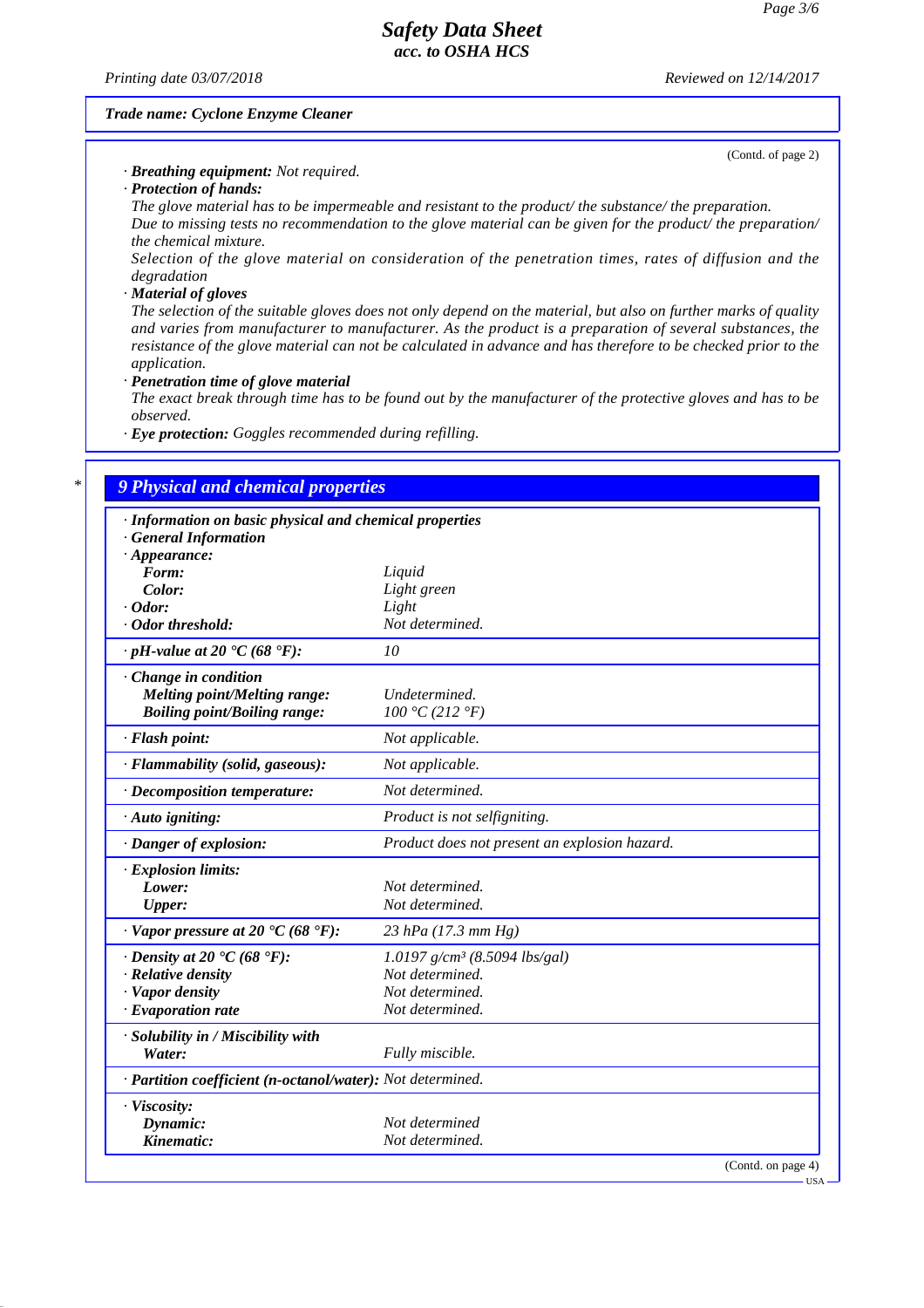**Trade name: Cyclone Enzyme Cleaner**

(Contd. of page 2)

· **Breathing equipment:** Not required.

· **Protection of hands:**

The glove material has to be impermeable and resistant to the product/ the substance/ the preparation.

Due to missing tests no recommendation to the glove material can be given for the product/ the preparation/ the chemical mixture.

Selection of the glove material on consideration of the penetration times, rates of diffusion and the degradation

· **Material of gloves**

The selection of the suitable gloves does not only depend on the material, but also on further marks of quality and varies from manufacturer to manufacturer. As the product is a preparation of several substances, the resistance of the glove material can not be calculated in advance and has therefore to be checked prior to the application.

· **Penetration time of glove material**

The exact break through time has to be found out by the manufacturer of the protective gloves and has to be observed.

· **Eye protection:** Goggles recommended during refilling.

## * 9 Physical and chemical properties

| · Information on basic physical and chemical properties | |
|---|---|
| · General Information | |
| · Appearance: | |
| Form: | Liquid |
| Color: | Light green |
| · Odor: | Light |
| · Odor threshold: | Not determined. |
| · pH-value at 20 °C (68 °F): | 10 |
| · Change in condition | |
| Melting point/Melting range: | Undetermined. |
| Boiling point/Boiling range: | 100 °C (212 °F) |
| · Flash point: | Not applicable. |
| · Flammability (solid, gaseous): | Not applicable. |
| · Decomposition temperature: | Not determined. |
| · Auto igniting: | Product is not selfigniting. |
| · Danger of explosion: | Product does not present an explosion hazard. |
| · Explosion limits: | |
| Lower: | Not determined. |
| Upper: | Not determined. |
| · Vapor pressure at 20 °C (68 °F): | 23 hPa (17.3 mm Hg) |
| · Density at 20 °C (68 °F): | 1.0197 g/cm³ (8.5094 lbs/gal) |
| · Relative density | Not determined. |
| · Vapor density | Not determined. |
| · Evaporation rate | Not determined. |
| · Solubility in / Miscibility with | |
| Water: | Fully miscible. |
| · Partition coefficient (n-octanol/water): | Not determined. |
| · Viscosity: | |
| Dynamic: | Not determined |
| Kinematic: | Not determined. |

(Contd. on page 4)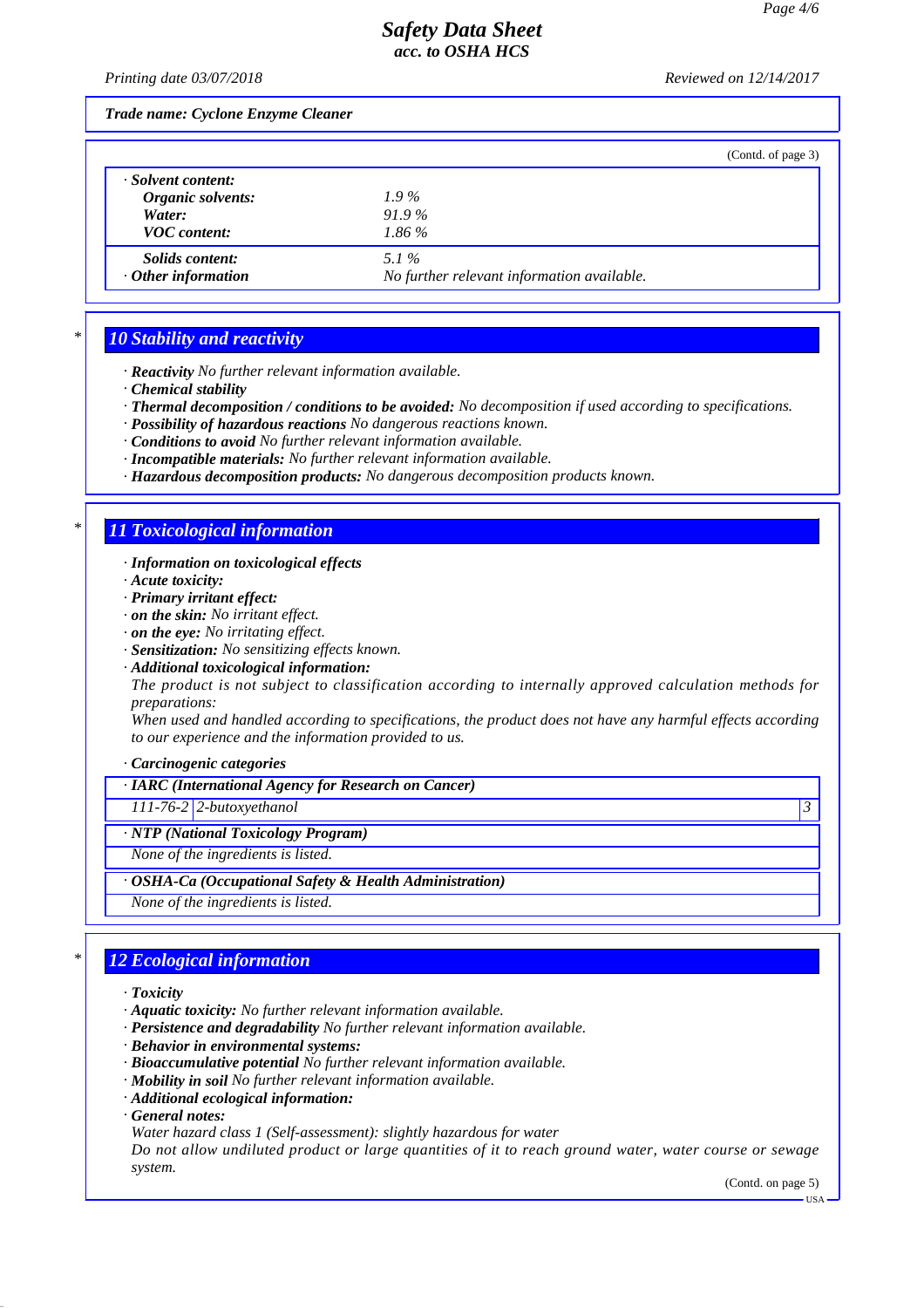*Trade name:* ***Cyclone Enzyme Cleaner***

(Contd. of page 3)

| | |
|---|---|
| · ***Solvent content:*** | |
| ***Organic solvents:*** | *1.9 %* |
| ***Water:*** | *91.9 %* |
| ***VOC content:*** | *1.86 %* |
| ***Solids content:*** | *5.1 %* |
| · ***Other information*** | *No further relevant information available.* |

## * 10 Stability and reactivity

· ***Reactivity*** *No further relevant information available.*
· ***Chemical stability***
· ***Thermal decomposition / conditions to be avoided:*** *No decomposition if used according to specifications.*
· ***Possibility of hazardous reactions*** *No dangerous reactions known.*
· ***Conditions to avoid*** *No further relevant information available.*
· ***Incompatible materials:*** *No further relevant information available.*
· ***Hazardous decomposition products:*** *No dangerous decomposition products known.*

## * 11 Toxicological information

· ***Information on toxicological effects***
· ***Acute toxicity:***
· ***Primary irritant effect:***
· ***on the skin:*** *No irritant effect.*
· ***on the eye:*** *No irritating effect.*
· ***Sensitization:*** *No sensitizing effects known.*
· ***Additional toxicological information:***
*The product is not subject to classification according to internally approved calculation methods for preparations:*
*When used and handled according to specifications, the product does not have any harmful effects according to our experience and the information provided to us.*

· ***Carcinogenic categories***

| · ***IARC (International Agency for Research on Cancer)*** | | |
|---|---|---|
| *111-76-2* | *2-butoxyethanol* | *3* |

| · ***NTP (National Toxicology Program)*** |
|---|
| *None of the ingredients is listed.* |

| · ***OSHA-Ca (Occupational Safety & Health Administration)*** |
|---|
| *None of the ingredients is listed.* |

## * 12 Ecological information

· ***Toxicity***
· ***Aquatic toxicity:*** *No further relevant information available.*
· ***Persistence and degradability*** *No further relevant information available.*
· ***Behavior in environmental systems:***
· ***Bioaccumulative potential*** *No further relevant information available.*
· ***Mobility in soil*** *No further relevant information available.*
· ***Additional ecological information:***
· ***General notes:***
*Water hazard class 1 (Self-assessment): slightly hazardous for water*
*Do not allow undiluted product or large quantities of it to reach ground water, water course or sewage system.*

(Contd. on page 5)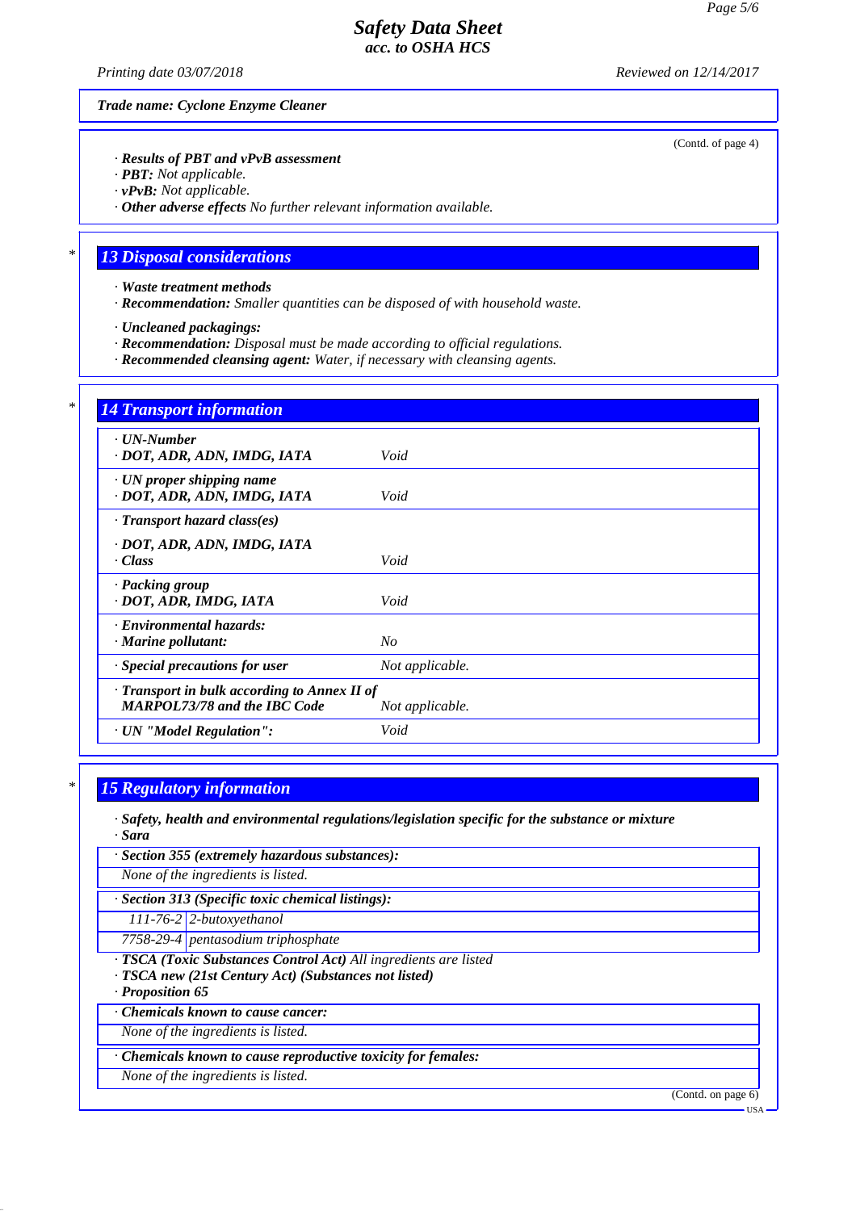*Trade name: Cyclone Enzyme Cleaner*

(Contd. of page 4)

· ***Results of PBT and vPvB assessment***
· ***PBT:*** *Not applicable.*
· ***vPvB:*** *Not applicable.*
· ***Other adverse effects*** *No further relevant information available.*

## 13 Disposal considerations

· ***Waste treatment methods***
· ***Recommendation:*** *Smaller quantities can be disposed of with household waste.*

· ***Uncleaned packagings:***
· ***Recommendation:*** *Disposal must be made according to official regulations.*
· ***Recommended cleansing agent:*** *Water, if necessary with cleansing agents.*

## 14 Transport information

| | |
|---|---|
| · ***UN-Number***<br>· ***DOT, ADR, ADN, IMDG, IATA*** | *Void* |
| · ***UN proper shipping name***<br>· ***DOT, ADR, ADN, IMDG, IATA*** | *Void* |
| · ***Transport hazard class(es)***<br>· ***DOT, ADR, ADN, IMDG, IATA***<br>· ***Class*** | *Void* |
| · ***Packing group***<br>· ***DOT, ADR, IMDG, IATA*** | *Void* |
| · ***Environmental hazards:***<br>· ***Marine pollutant:*** | *No* |
| · ***Special precautions for user*** | *Not applicable.* |
| · ***Transport in bulk according to Annex II of MARPOL73/78 and the IBC Code*** | *Not applicable.* |
| · ***UN "Model Regulation":*** | *Void* |

## 15 Regulatory information

· ***Safety, health and environmental regulations/legislation specific for the substance or mixture***
· ***Sara***

· ***Section 355 (extremely hazardous substances):***

*None of the ingredients is listed.*

· ***Section 313 (Specific toxic chemical listings):***

| | |
|---|---|
| *111-76-2* | *2-butoxyethanol* |
| *7758-29-4* | *pentasodium triphosphate* |

· ***TSCA (Toxic Substances Control Act)*** *All ingredients are listed*
· ***TSCA new (21st Century Act) (Substances not listed)***
· ***Proposition 65***

· ***Chemicals known to cause cancer:***

*None of the ingredients is listed.*

· ***Chemicals known to cause reproductive toxicity for females:***

*None of the ingredients is listed.*

(Contd. on page 6)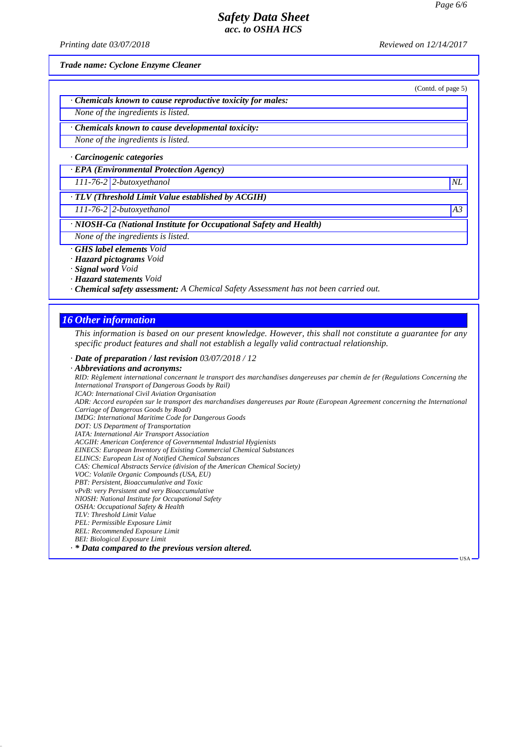**Trade name: Cyclone Enzyme Cleaner**

(Contd. of page 5)

· **Chemicals known to cause reproductive toxicity for males:**

None of the ingredients is listed.

· **Chemicals known to cause developmental toxicity:**

None of the ingredients is listed.

· **Carcinogenic categories**

· **EPA (Environmental Protection Agency)**

| | | |
|---|---|---|
| 111-76-2 | 2-butoxyethanol | NL |

· **TLV (Threshold Limit Value established by ACGIH)**

| | | |
|---|---|---|
| 111-76-2 | 2-butoxyethanol | A3 |

· **NIOSH-Ca (National Institute for Occupational Safety and Health)**

None of the ingredients is listed.

· **GHS label elements** Void
· **Hazard pictograms** Void
· **Signal word** Void
· **Hazard statements** Void
· **Chemical safety assessment:** A Chemical Safety Assessment has not been carried out.

## 16 Other information

This information is based on our present knowledge. However, this shall not constitute a guarantee for any specific product features and shall not establish a legally valid contractual relationship.

· **Date of preparation / last revision** 03/07/2018 / 12

· **Abbreviations and acronyms:**

RID: Règlement international concernant le transport des marchandises dangereuses par chemin de fer (Regulations Concerning the International Transport of Dangerous Goods by Rail)
ICAO: International Civil Aviation Organisation
ADR: Accord européen sur le transport des marchandises dangereuses par Route (European Agreement concerning the International Carriage of Dangerous Goods by Road)
IMDG: International Maritime Code for Dangerous Goods
DOT: US Department of Transportation
IATA: International Air Transport Association
ACGIH: American Conference of Governmental Industrial Hygienists
EINECS: European Inventory of Existing Commercial Chemical Substances
ELINCS: European List of Notified Chemical Substances
CAS: Chemical Abstracts Service (division of the American Chemical Society)
VOC: Volatile Organic Compounds (USA, EU)
PBT: Persistent, Bioaccumulative and Toxic
vPvB: very Persistent and very Bioaccumulative
NIOSH: National Institute for Occupational Safety
OSHA: Occupational Safety & Health
TLV: Threshold Limit Value
PEL: Permissible Exposure Limit
REL: Recommended Exposure Limit
BEI: Biological Exposure Limit

· **\* Data compared to the previous version altered.**

USA